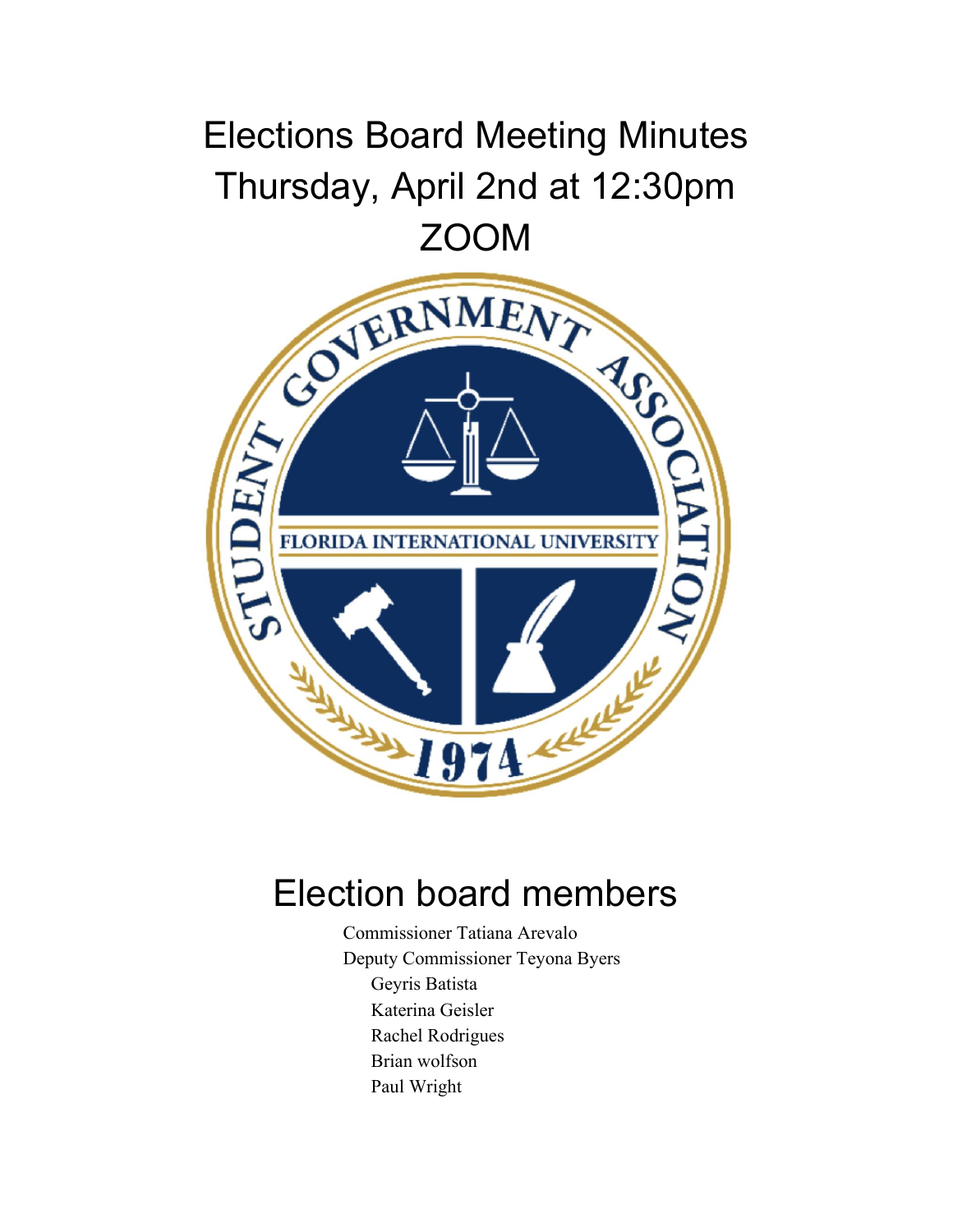# Elections Board Meeting Minutes
# Thursday, April 2nd at 12:30pm
# ZOOM

## Election board members

Commissioner Tatiana Arevalo
Deputy Commissioner Teyona Byers
Geyris Batista
Katerina Geisler
Rachel Rodrigues
Brian wolfson
Paul Wright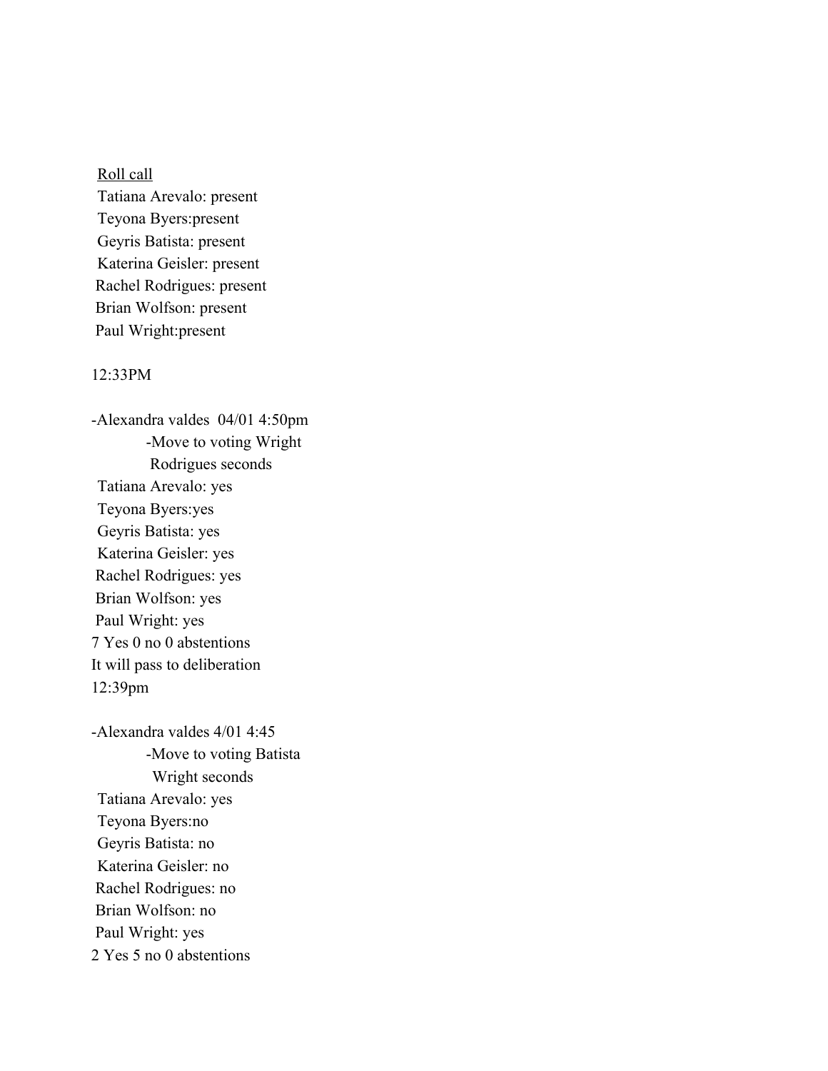Roll call

Tatiana Arevalo: present
Teyona Byers:present
Geyris Batista: present
Katerina Geisler: present
Rachel Rodrigues: present
Brian Wolfson: present
Paul Wright:present

12:33PM

-Alexandra valdes 04/01 4:50pm
 -Move to voting Wright
 Rodrigues seconds

Tatiana Arevalo: yes
Teyona Byers:yes
Geyris Batista: yes
Katerina Geisler: yes
Rachel Rodrigues: yes
Brian Wolfson: yes
Paul Wright: yes
7 Yes 0 no 0 abstentions
It will pass to deliberation
12:39pm

-Alexandra valdes 4/01 4:45
 -Move to voting Batista
 Wright seconds

Tatiana Arevalo: yes
Teyona Byers:no
Geyris Batista: no
Katerina Geisler: no
Rachel Rodrigues: no
Brian Wolfson: no
Paul Wright: yes
2 Yes 5 no 0 abstentions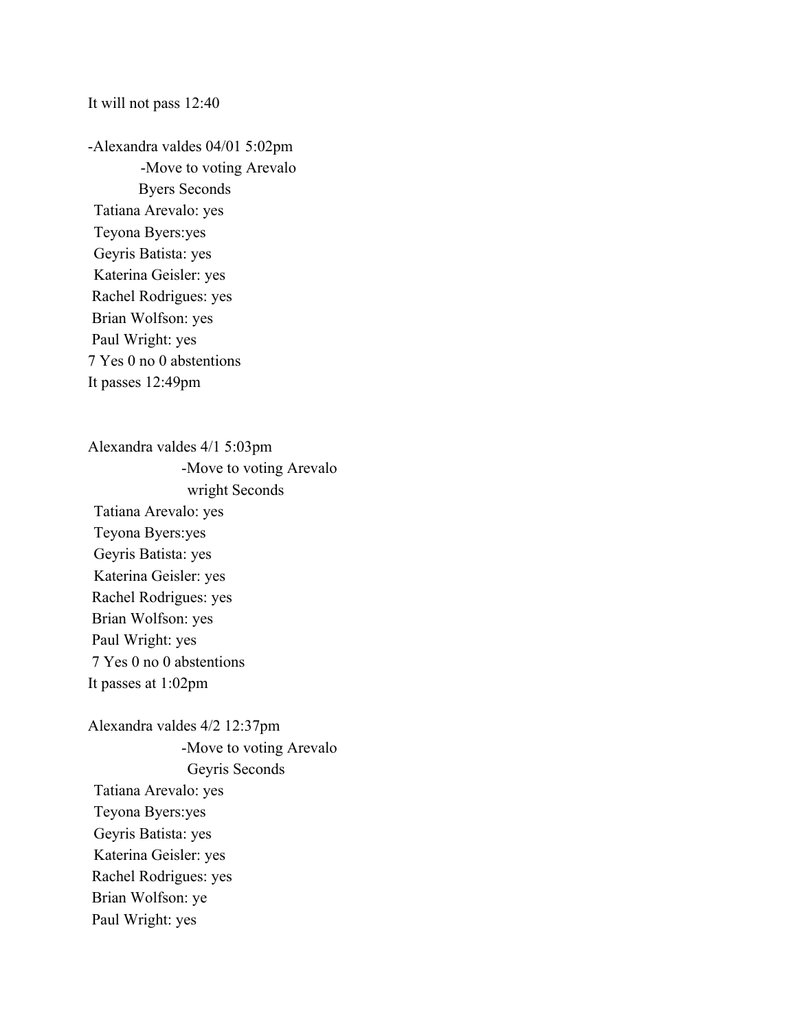It will not pass 12:40

-Alexandra valdes 04/01 5:02pm

-Move to voting Arevalo

Byers Seconds

Tatiana Arevalo: yes

Teyona Byers:yes

Geyris Batista: yes

Katerina Geisler: yes

Rachel Rodrigues: yes

Brian Wolfson: yes

Paul Wright: yes

7 Yes 0 no 0 abstentions

It passes 12:49pm

Alexandra valdes 4/1 5:03pm

-Move to voting Arevalo

wright Seconds

Tatiana Arevalo: yes

Teyona Byers:yes

Geyris Batista: yes

Katerina Geisler: yes

Rachel Rodrigues: yes

Brian Wolfson: yes

Paul Wright: yes

7 Yes 0 no 0 abstentions

It passes at 1:02pm

Alexandra valdes 4/2 12:37pm

-Move to voting Arevalo

Geyris Seconds

Tatiana Arevalo: yes

Teyona Byers:yes

Geyris Batista: yes

Katerina Geisler: yes

Rachel Rodrigues: yes

Brian Wolfson: ye

Paul Wright: yes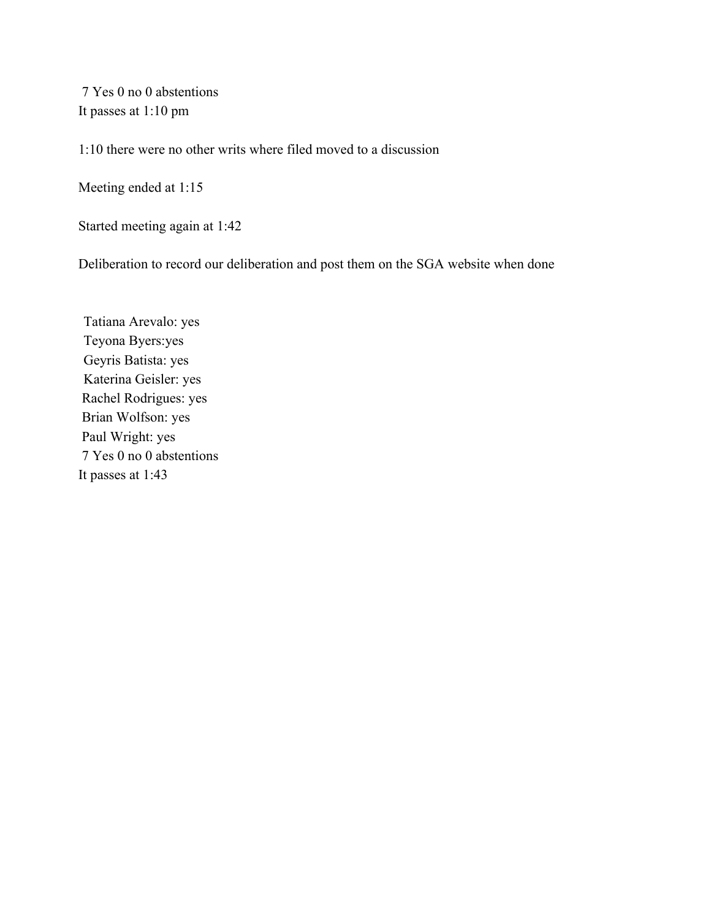7 Yes 0 no 0 abstentions
It passes at 1:10 pm

1:10 there were no other writs where filed moved to a discussion

Meeting ended at 1:15

Started meeting again at 1:42

Deliberation to record our deliberation and post them on the SGA website when done

Tatiana Arevalo: yes
Teyona Byers:yes
Geyris Batista: yes
Katerina Geisler: yes
Rachel Rodrigues: yes
Brian Wolfson: yes
Paul Wright: yes
7 Yes 0 no 0 abstentions
It passes at 1:43